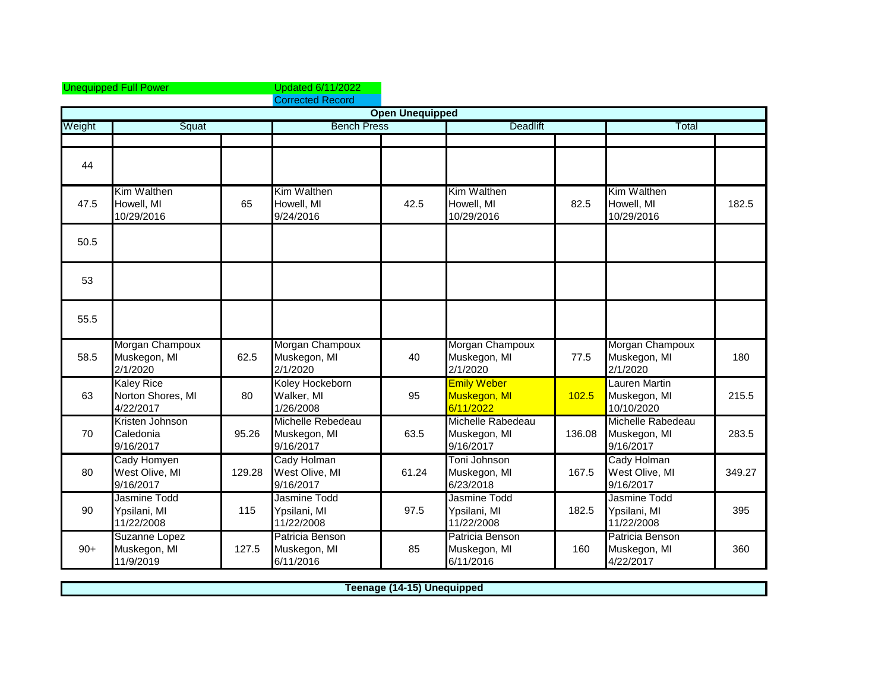Unequipped Full Power

Updated 6/11/2022

Corrected Record

| Open Unequipped | | | | | | | | |
|---|---|---|---|---|---|---|---|---|
| Weight | Squat | | Bench Press | | Deadlift | | Total | |
| 44 | | | | | | | | |
| 47.5 | Kim Walthen<br>Howell, MI<br>10/29/2016 | 65 | Kim Walthen<br>Howell, MI<br>9/24/2016 | 42.5 | Kim Walthen<br>Howell, MI<br>10/29/2016 | 82.5 | Kim Walthen<br>Howell, MI<br>10/29/2016 | 182.5 |
| 50.5 | | | | | | | | |
| 53 | | | | | | | | |
| 55.5 | | | | | | | | |
| 58.5 | Morgan Champoux<br>Muskegon, MI<br>2/1/2020 | 62.5 | Morgan Champoux<br>Muskegon, MI<br>2/1/2020 | 40 | Morgan Champoux<br>Muskegon, MI<br>2/1/2020 | 77.5 | Morgan Champoux<br>Muskegon, MI<br>2/1/2020 | 180 |
| 63 | Kaley Rice<br>Norton Shores, MI<br>4/22/2017 | 80 | Koley Hockeborn<br>Walker, MI<br>1/26/2008 | 95 | Emily Weber<br>Muskegon, MI<br>6/11/2022 | 102.5 | Lauren Martin<br>Muskegon, MI<br>10/10/2020 | 215.5 |
| 70 | Kristen Johnson<br>Caledonia<br>9/16/2017 | 95.26 | Michelle Rebedeau<br>Muskegon, MI<br>9/16/2017 | 63.5 | Michelle Rabedeau<br>Muskegon, MI<br>9/16/2017 | 136.08 | Michelle Rabedeau<br>Muskegon, MI<br>9/16/2017 | 283.5 |
| 80 | Cady Homyen<br>West Olive, MI<br>9/16/2017 | 129.28 | Cady Holman<br>West Olive, MI<br>9/16/2017 | 61.24 | Toni Johnson<br>Muskegon, MI<br>6/23/2018 | 167.5 | Cady Holman<br>West Olive, MI<br>9/16/2017 | 349.27 |
| 90 | Jasmine Todd<br>Ypsilani, MI<br>11/22/2008 | 115 | Jasmine Todd<br>Ypsilani, MI<br>11/22/2008 | 97.5 | Jasmine Todd<br>Ypsilani, MI<br>11/22/2008 | 182.5 | Jasmine Todd<br>Ypsilani, MI<br>11/22/2008 | 395 |
| 90+ | Suzanne Lopez<br>Muskegon, MI<br>11/9/2019 | 127.5 | Patricia Benson<br>Muskegon, MI<br>6/11/2016 | 85 | Patricia Benson<br>Muskegon, MI<br>6/11/2016 | 160 | Patricia Benson<br>Muskegon, MI<br>4/22/2017 | 360 |

**Teenage (14-15) Unequipped**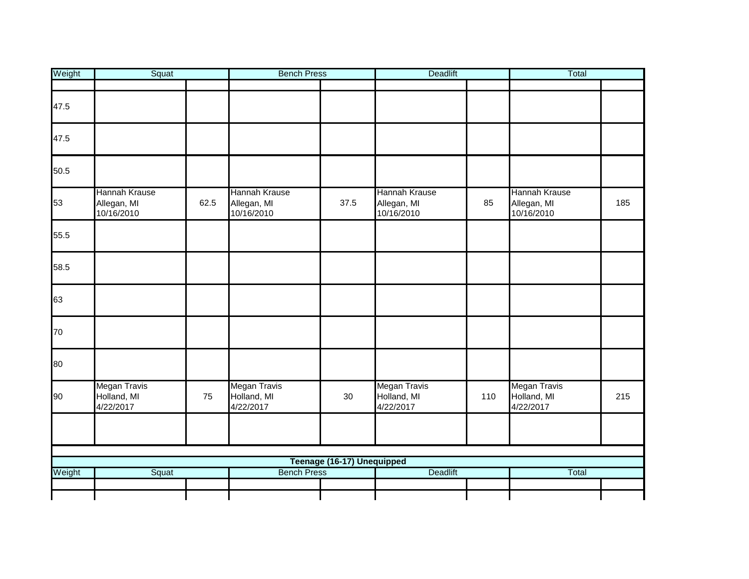| Weight | Squat | | Bench Press | | Deadlift | | Total | |
|---|---|---|---|---|---|---|---|---|
| | | | | | | | | |
| 47.5 | | | | | | | | |
| 47.5 | | | | | | | | |
| 50.5 | | | | | | | | |
| 53 | Hannah Krause Allegan, MI 10/16/2010 | 62.5 | Hannah Krause Allegan, MI 10/16/2010 | 37.5 | Hannah Krause Allegan, MI 10/16/2010 | 85 | Hannah Krause Allegan, MI 10/16/2010 | 185 |
| 55.5 | | | | | | | | |
| 58.5 | | | | | | | | |
| 63 | | | | | | | | |
| 70 | | | | | | | | |
| 80 | | | | | | | | |
| 90 | Megan Travis Holland, MI 4/22/2017 | 75 | Megan Travis Holland, MI 4/22/2017 | 30 | Megan Travis Holland, MI 4/22/2017 | 110 | Megan Travis Holland, MI 4/22/2017 | 215 |
| | | | | | | | | |

**Teenage (16-17) Unequipped**

| Weight | Squat | | Bench Press | | Deadlift | | Total | |
|---|---|---|---|---|---|---|---|---|
| | | | | | | | | |
| | | | | | | | | |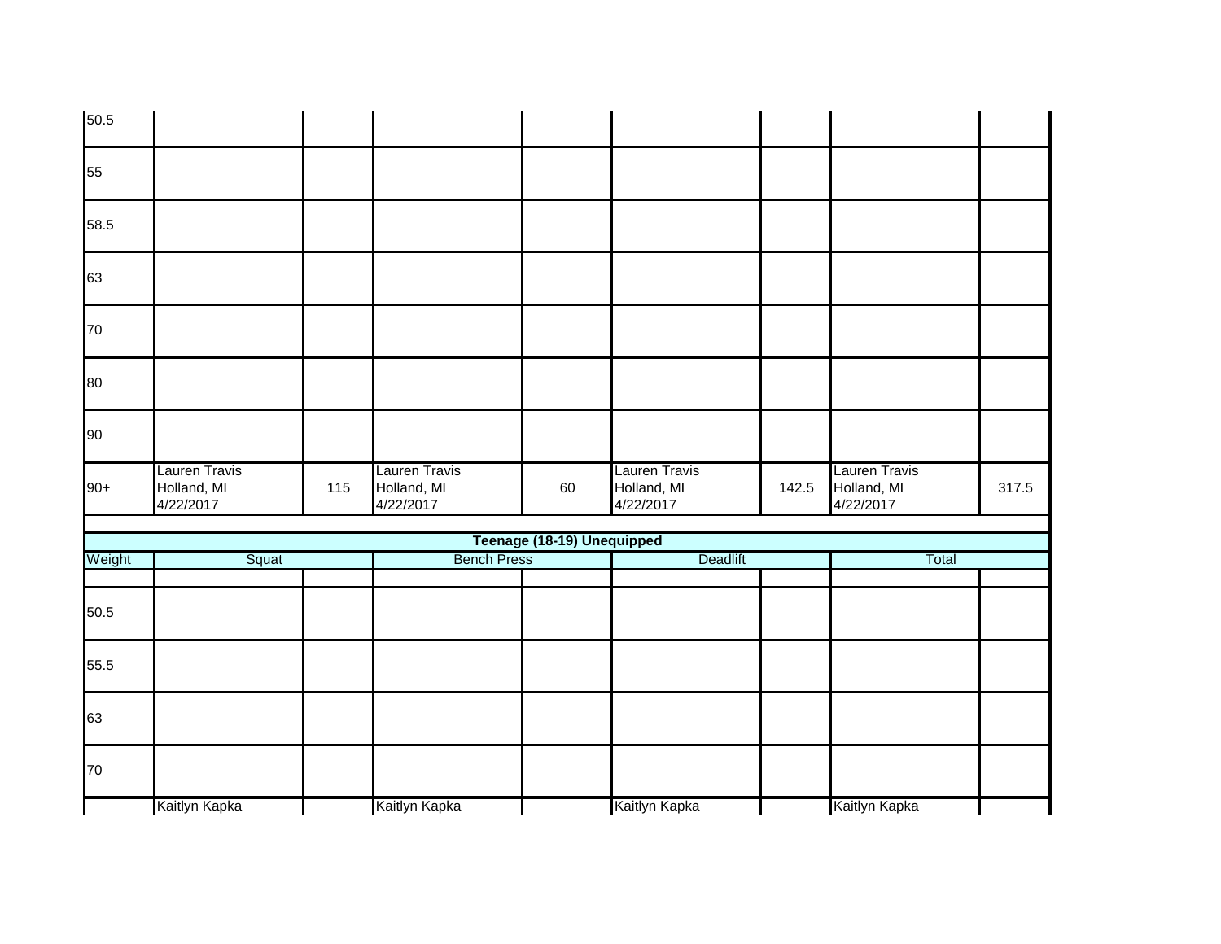| | | | | | | | | |
|---|---|---|---|---|---|---|---|---|
| 50.5 | | | | | | | | |
| 55 | | | | | | | | |
| 58.5 | | | | | | | | |
| 63 | | | | | | | | |
| 70 | | | | | | | | |
| 80 | | | | | | | | |
| 90 | | | | | | | | |
| 90+ | Lauren Travis<br>Holland, MI<br>4/22/2017 | 115 | Lauren Travis<br>Holland, MI<br>4/22/2017 | 60 | Lauren Travis<br>Holland, MI<br>4/22/2017 | 142.5 | Lauren Travis<br>Holland, MI<br>4/22/2017 | 317.5 |

| **Teenage (18-19) Unequipped** | | | | | | | | |
|---|---|---|---|---|---|---|---|---|
| Weight | Squat | | Bench Press | | Deadlift | | Total | |
| | | | | | | | | |
| 50.5 | | | | | | | | |
| 55.5 | | | | | | | | |
| 63 | | | | | | | | |
| 70 | | | | | | | | |
| | Kaitlyn Kapka | | Kaitlyn Kapka | | Kaitlyn Kapka | | Kaitlyn Kapka | |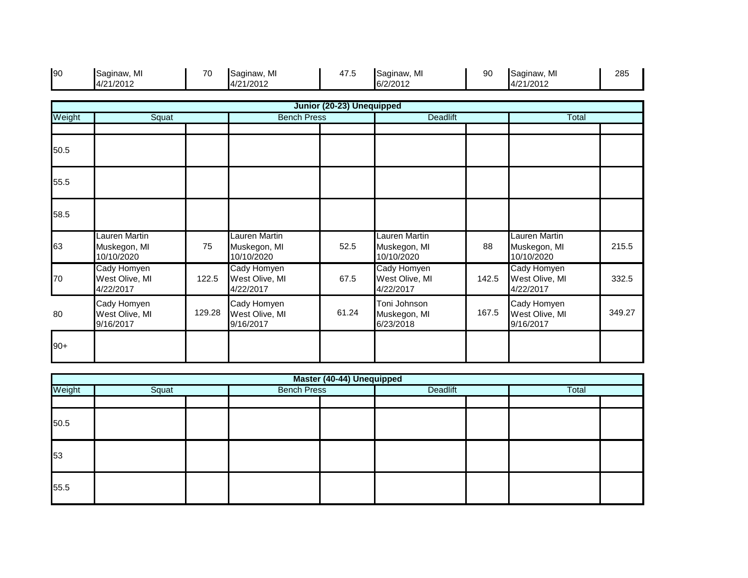| | | | | | | | | |
|---|---|---|---|---|---|---|---|---|
| 90 | Saginaw, MI 4/21/2012 | 70 | Saginaw, MI 4/21/2012 | 47.5 | Saginaw, MI 6/2/2012 | 90 | Saginaw, MI 4/21/2012 | 285 |

| Junior (20-23) Unequipped | | | | | | | | |
|---|---|---|---|---|---|---|---|---|
| Weight | Squat | | Bench Press | | Deadlift | | Total | |
| | | | | | | | | |
| 50.5 | | | | | | | | |
| 55.5 | | | | | | | | |
| 58.5 | | | | | | | | |
| 63 | Lauren Martin Muskegon, MI 10/10/2020 | 75 | Lauren Martin Muskegon, MI 10/10/2020 | 52.5 | Lauren Martin Muskegon, MI 10/10/2020 | 88 | Lauren Martin Muskegon, MI 10/10/2020 | 215.5 |
| 70 | Cady Homyen West Olive, MI 4/22/2017 | 122.5 | Cady Homyen West Olive, MI 4/22/2017 | 67.5 | Cady Homyen West Olive, MI 4/22/2017 | 142.5 | Cady Homyen West Olive, MI 4/22/2017 | 332.5 |
| 80 | Cady Homyen West Olive, MI 9/16/2017 | 129.28 | Cady Homyen West Olive, MI 9/16/2017 | 61.24 | Toni Johnson Muskegon, MI 6/23/2018 | 167.5 | Cady Homyen West Olive, MI 9/16/2017 | 349.27 |
| 90+ | | | | | | | | |

| Master (40-44) Unequipped | | | | | | | | |
|---|---|---|---|---|---|---|---|---|
| Weight | Squat | | Bench Press | | Deadlift | | Total | |
| | | | | | | | | |
| 50.5 | | | | | | | | |
| 53 | | | | | | | | |
| 55.5 | | | | | | | | |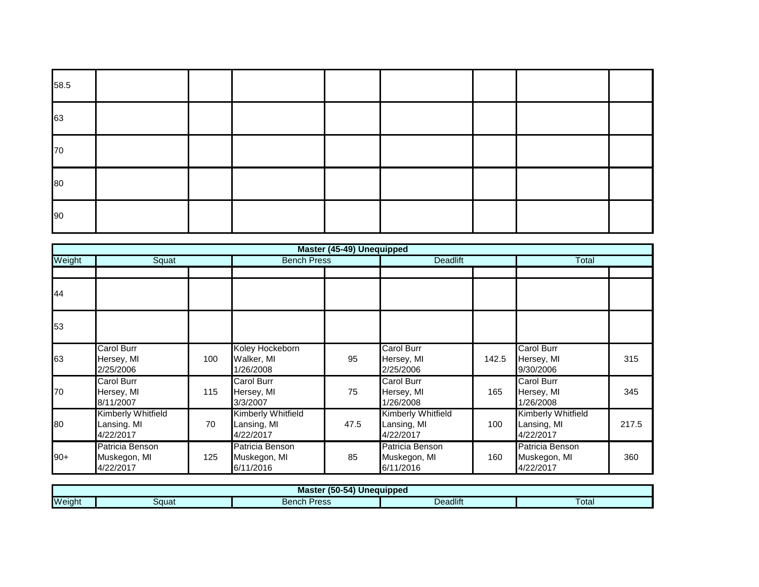| | | | | | | | | |
|---|---|---|---|---|---|---|---|---|
| 58.5 | | | | | | | | |
| 63 | | | | | | | | |
| 70 | | | | | | | | |
| 80 | | | | | | | | |
| 90 | | | | | | | | |

| Master (45-49) Unequipped | | | | | | | | |
|---|---|---|---|---|---|---|---|---|
| Weight | Squat | | Bench Press | | Deadlift | | Total | |
| | | | | | | | | |
| 44 | | | | | | | | |
| 53 | | | | | | | | |
| 63 | Carol Burr<br>Hersey, MI<br>2/25/2006 | 100 | Koley Hockeborn<br>Walker, MI<br>1/26/2008 | 95 | Carol Burr<br>Hersey, MI<br>2/25/2006 | 142.5 | Carol Burr<br>Hersey, MI<br>9/30/2006 | 315 |
| 70 | Carol Burr<br>Hersey, MI<br>8/11/2007 | 115 | Carol Burr<br>Hersey, MI<br>3/3/2007 | 75 | Carol Burr<br>Hersey, MI<br>1/26/2008 | 165 | Carol Burr<br>Hersey, MI<br>1/26/2008 | 345 |
| 80 | Kimberly Whitfield<br>Lansing. MI<br>4/22/2017 | 70 | Kimberly Whitfield<br>Lansing, MI<br>4/22/2017 | 47.5 | Kimberly Whitfield<br>Lansing, MI<br>4/22/2017 | 100 | Kimberly Whitfield<br>Lansing, MI<br>4/22/2017 | 217.5 |
| 90+ | Patricia Benson<br>Muskegon, MI<br>4/22/2017 | 125 | Patricia Benson<br>Muskegon, MI<br>6/11/2016 | 85 | Patricia Benson<br>Muskegon, MI<br>6/11/2016 | 160 | Patricia Benson<br>Muskegon, MI<br>4/22/2017 | 360 |

| Master (50-54) Unequipped | | | | | | | | |
|---|---|---|---|---|---|---|---|---|
| Weight | Squat | | Bench Press | | Deadlift | | Total | |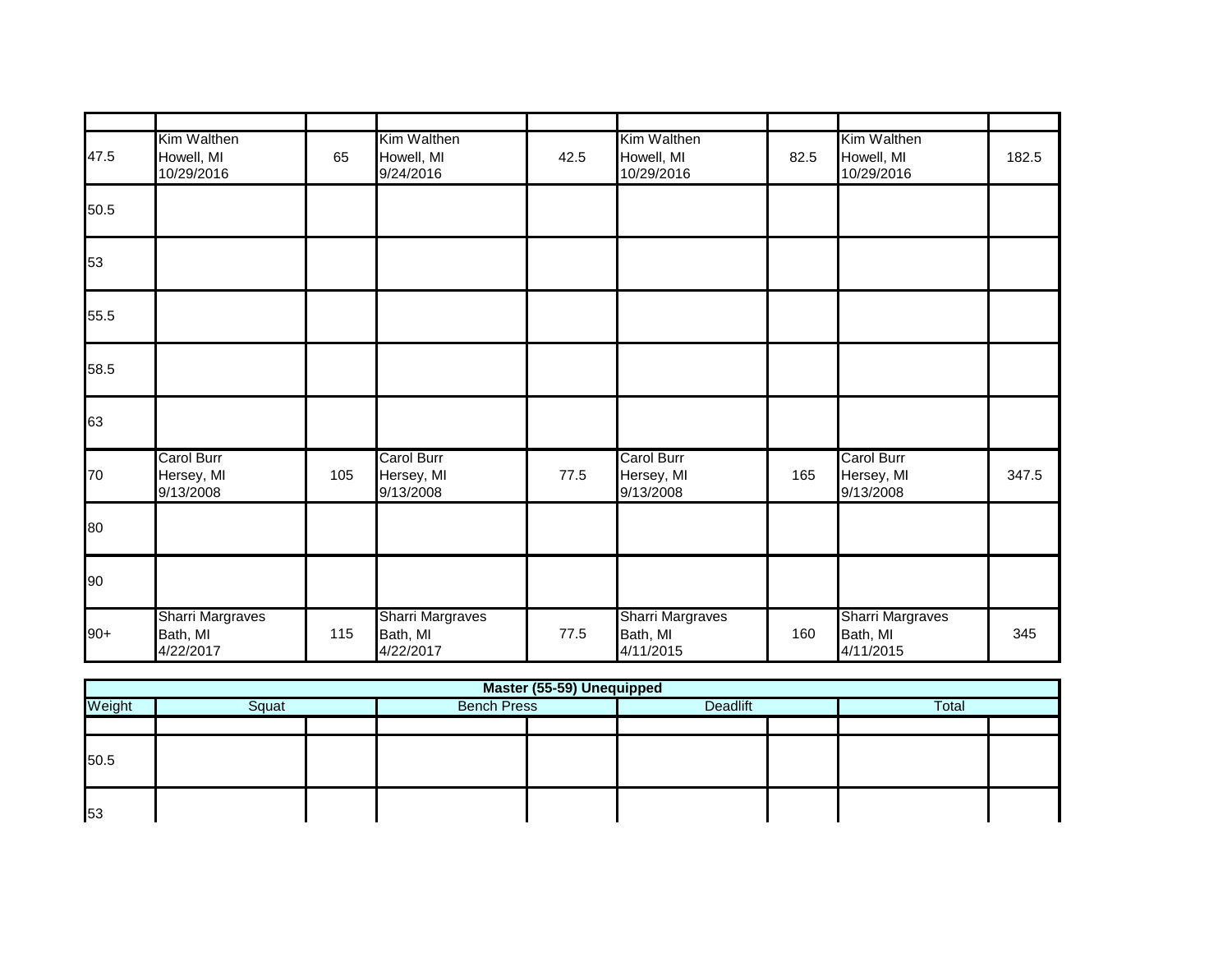| | | | | | | | | |
|---|---|---|---|---|---|---|---|---|
| | | | | | | | | |
| 47.5 | Kim Walthen Howell, MI 10/29/2016 | 65 | Kim Walthen Howell, MI 9/24/2016 | 42.5 | Kim Walthen Howell, MI 10/29/2016 | 82.5 | Kim Walthen Howell, MI 10/29/2016 | 182.5 |
| 50.5 | | | | | | | | |
| 53 | | | | | | | | |
| 55.5 | | | | | | | | |
| 58.5 | | | | | | | | |
| 63 | | | | | | | | |
| 70 | Carol Burr Hersey, MI 9/13/2008 | 105 | Carol Burr Hersey, MI 9/13/2008 | 77.5 | Carol Burr Hersey, MI 9/13/2008 | 165 | Carol Burr Hersey, MI 9/13/2008 | 347.5 |
| 80 | | | | | | | | |
| 90 | | | | | | | | |
| 90+ | Sharri Margraves Bath, MI 4/22/2017 | 115 | Sharri Margraves Bath, MI 4/22/2017 | 77.5 | Sharri Margraves Bath, MI 4/11/2015 | 160 | Sharri Margraves Bath, MI 4/11/2015 | 345 |

| Master (55-59) Unequipped | | | | | | | | |
|---|---|---|---|---|---|---|---|---|
| Weight | Squat | | Bench Press | | Deadlift | | Total | |
| | | | | | | | | |
| 50.5 | | | | | | | | |
| 53 | | | | | | | | |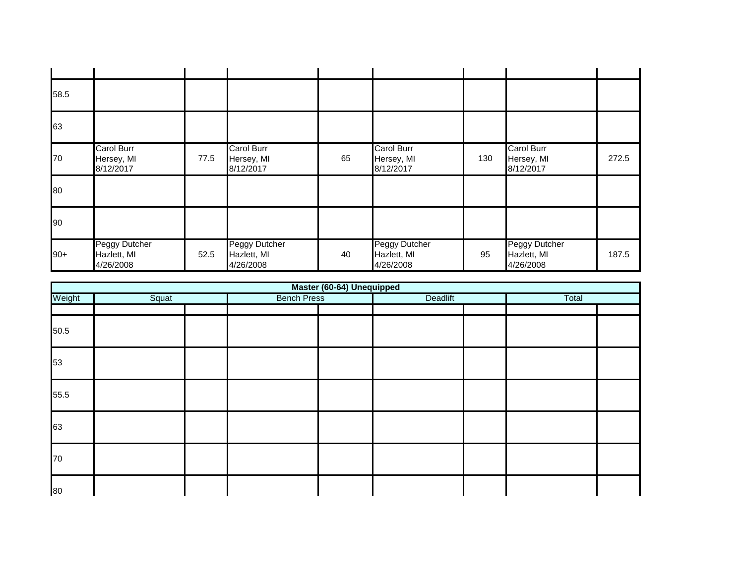| | | | | | | | | |
|---|---|---|---|---|---|---|---|---|
| 58.5 | | | | | | | | |
| 63 | | | | | | | | |
| 70 | Carol Burr Hersey, MI 8/12/2017 | 77.5 | Carol Burr Hersey, MI 8/12/2017 | 65 | Carol Burr Hersey, MI 8/12/2017 | 130 | Carol Burr Hersey, MI 8/12/2017 | 272.5 |
| 80 | | | | | | | | |
| 90 | | | | | | | | |
| 90+ | Peggy Dutcher Hazlett, MI 4/26/2008 | 52.5 | Peggy Dutcher Hazlett, MI 4/26/2008 | 40 | Peggy Dutcher Hazlett, MI 4/26/2008 | 95 | Peggy Dutcher Hazlett, MI 4/26/2008 | 187.5 |

| **Master (60-64) Unequipped** | | | | | | | | |
|---|---|---|---|---|---|---|---|---|
| Weight | Squat | | Bench Press | | Deadlift | | Total | |
| | | | | | | | | |
| 50.5 | | | | | | | | |
| 53 | | | | | | | | |
| 55.5 | | | | | | | | |
| 63 | | | | | | | | |
| 70 | | | | | | | | |
| 80 | | | | | | | | |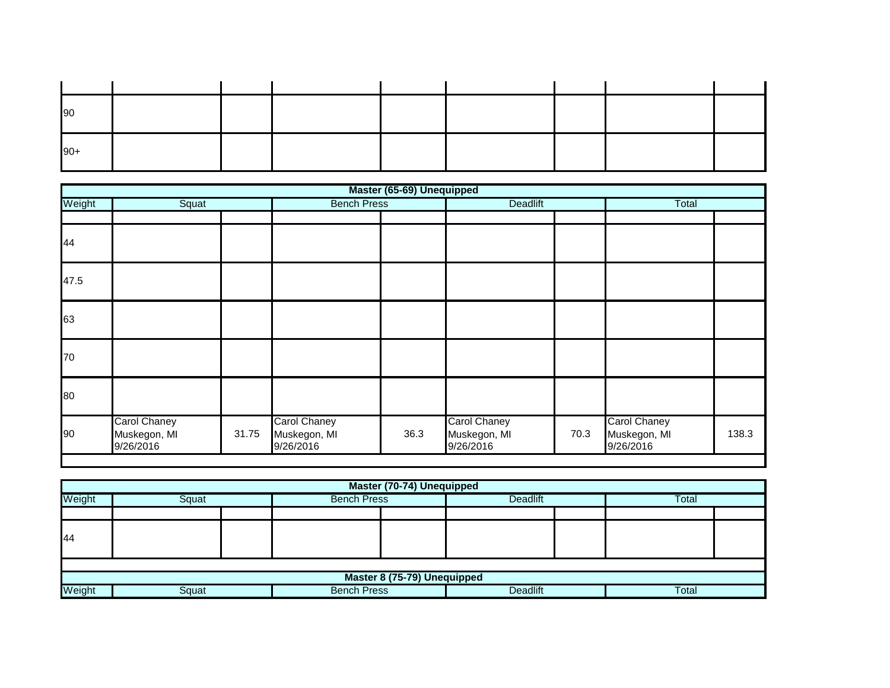| | | | | | | | | |
|---|---|---|---|---|---|---|---|---|
| | | | | | | | | |
| 90 | | | | | | | | |
| 90+ | | | | | | | | |

| Master (65-69) Unequipped | | | | | | | | |
|---|---|---|---|---|---|---|---|---|
| Weight | Squat | | Bench Press | | Deadlift | | Total | |
| | | | | | | | | |
| 44 | | | | | | | | |
| 47.5 | | | | | | | | |
| 63 | | | | | | | | |
| 70 | | | | | | | | |
| 80 | | | | | | | | |
| 90 | Carol Chaney Muskegon, MI 9/26/2016 | 31.75 | Carol Chaney Muskegon, MI 9/26/2016 | 36.3 | Carol Chaney Muskegon, MI 9/26/2016 | 70.3 | Carol Chaney Muskegon, MI 9/26/2016 | 138.3 |
| | | | | | | | | |

| Master (70-74) Unequipped | | | | | | | | |
|---|---|---|---|---|---|---|---|---|
| Weight | Squat | | Bench Press | | Deadlift | | Total | |
| | | | | | | | | |
| 44 | | | | | | | | |
| | | | | | | | | |

| Master 8 (75-79) Unequipped | | | | | | | | |
|---|---|---|---|---|---|---|---|---|
| Weight | Squat | | Bench Press | | Deadlift | | Total | |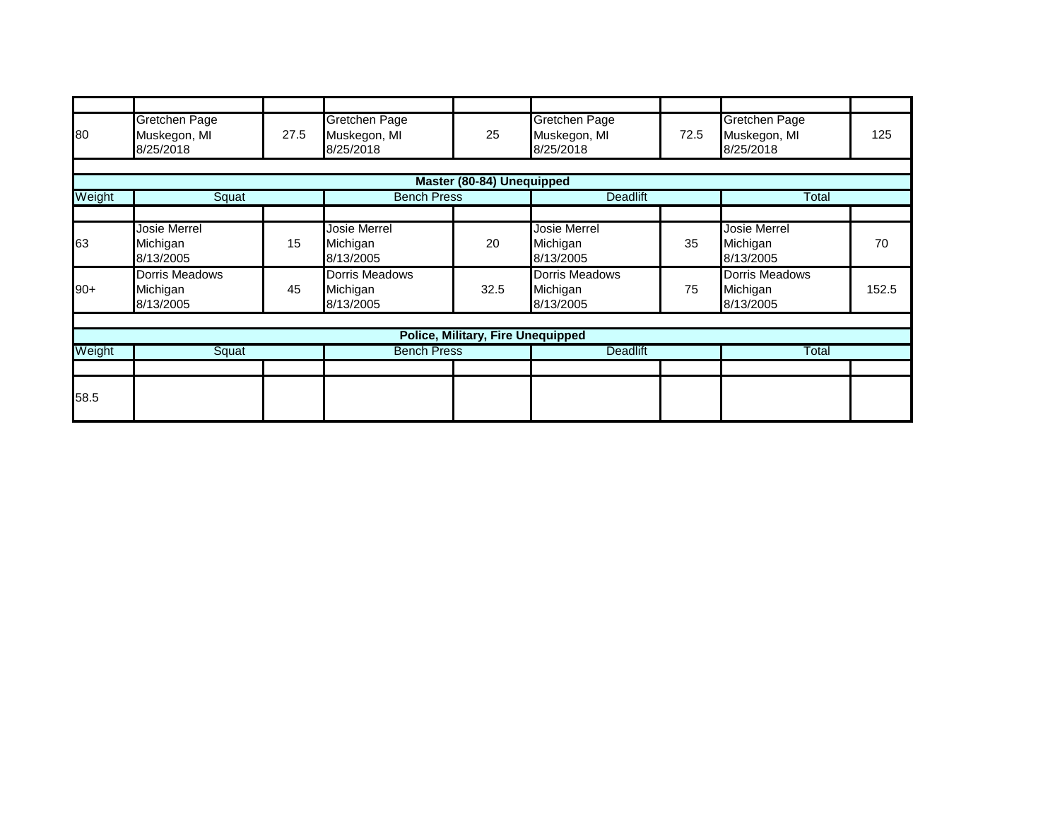| | | | | | | | | |
|---|---|---|---|---|---|---|---|---|
| 80 | Gretchen Page<br>Muskegon, MI<br>8/25/2018 | 27.5 | Gretchen Page<br>Muskegon, MI<br>8/25/2018 | 25 | Gretchen Page<br>Muskegon, MI<br>8/25/2018 | 72.5 | Gretchen Page<br>Muskegon, MI<br>8/25/2018 | 125 |

**Master (80-84) Unequipped**

| Weight | Squat | | Bench Press | | Deadlift | | Total | |
|---|---|---|---|---|---|---|---|---|
| | | | | | | | | |
| 63 | Josie Merrel<br>Michigan<br>8/13/2005 | 15 | Josie Merrel<br>Michigan<br>8/13/2005 | 20 | Josie Merrel<br>Michigan<br>8/13/2005 | 35 | Josie Merrel<br>Michigan<br>8/13/2005 | 70 |
| 90+ | Dorris Meadows<br>Michigan<br>8/13/2005 | 45 | Dorris Meadows<br>Michigan<br>8/13/2005 | 32.5 | Dorris Meadows<br>Michigan<br>8/13/2005 | 75 | Dorris Meadows<br>Michigan<br>8/13/2005 | 152.5 |

**Police, Military, Fire Unequipped**

| Weight | Squat | | Bench Press | | Deadlift | | Total | |
|---|---|---|---|---|---|---|---|---|
| | | | | | | | | |
| 58.5 | | | | | | | | |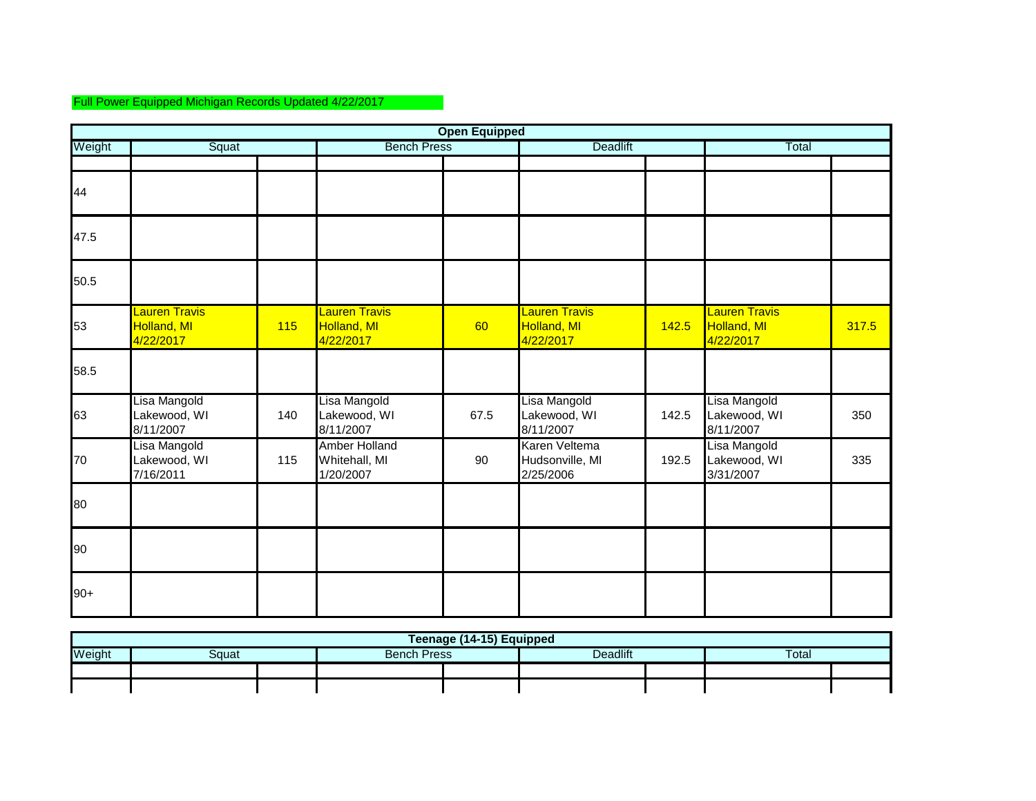Full Power Equipped Michigan Records Updated 4/22/2017

| Open Equipped | | | | | | | | |
|---|---|---|---|---|---|---|---|---|
| Weight | Squat | | Bench Press | | Deadlift | | Total | |
| | | | | | | | | |
| 44 | | | | | | | | |
| 47.5 | | | | | | | | |
| 50.5 | | | | | | | | |
| 53 | Lauren Travis<br>Holland, MI<br>4/22/2017 | 115 | Lauren Travis<br>Holland, MI<br>4/22/2017 | 60 | Lauren Travis<br>Holland, MI<br>4/22/2017 | 142.5 | Lauren Travis<br>Holland, MI<br>4/22/2017 | 317.5 |
| 58.5 | | | | | | | | |
| 63 | Lisa Mangold<br>Lakewood, WI<br>8/11/2007 | 140 | Lisa Mangold<br>Lakewood, WI<br>8/11/2007 | 67.5 | Lisa Mangold<br>Lakewood, WI<br>8/11/2007 | 142.5 | Lisa Mangold<br>Lakewood, WI<br>8/11/2007 | 350 |
| 70 | Lisa Mangold<br>Lakewood, WI<br>7/16/2011 | 115 | Amber Holland<br>Whitehall, MI<br>1/20/2007 | 90 | Karen Veltema<br>Hudsonville, MI<br>2/25/2006 | 192.5 | Lisa Mangold<br>Lakewood, WI<br>3/31/2007 | 335 |
| 80 | | | | | | | | |
| 90 | | | | | | | | |
| 90+ | | | | | | | | |

| Teenage (14-15) Equipped | | | | | | | | |
|---|---|---|---|---|---|---|---|---|
| Weight | Squat | | Bench Press | | Deadlift | | Total | |
| | | | | | | | | |
| | | | | | | | | |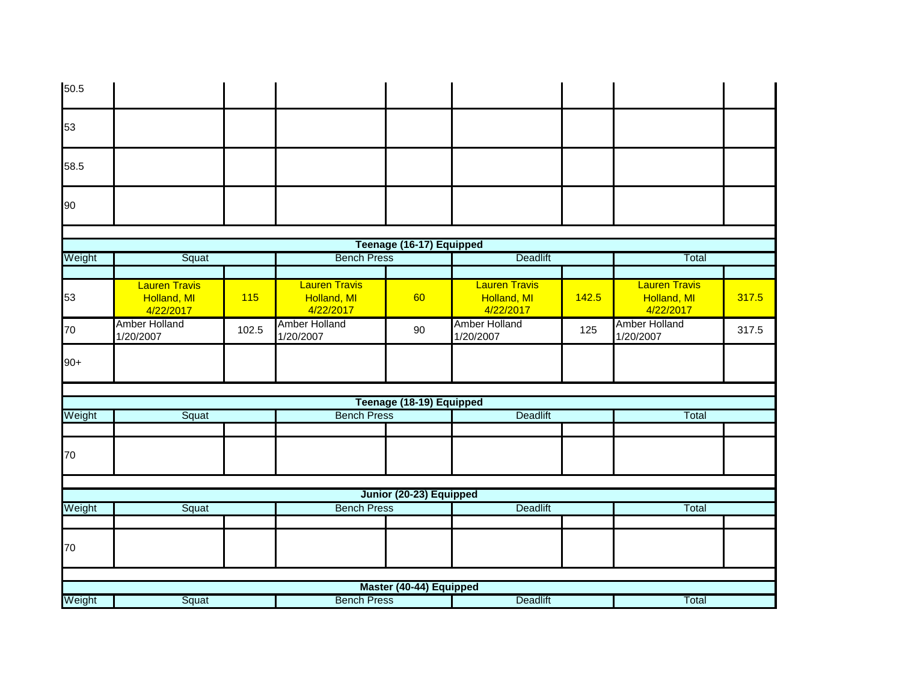| | | | | | | | | |
|---|---|---|---|---|---|---|---|---|
| 50.5 | | | | | | | | |
| 53 | | | | | | | | |
| 58.5 | | | | | | | | |
| 90 | | | | | | | | |

**Teenage (16-17) Equipped**

| Weight | Squat | | Bench Press | | Deadlift | | Total | |
|---|---|---|---|---|---|---|---|---|
| | | | | | | | | |
| 53 | Lauren Travis Holland, MI 4/22/2017 | 115 | Lauren Travis Holland, MI 4/22/2017 | 60 | Lauren Travis Holland, MI 4/22/2017 | 142.5 | Lauren Travis Holland, MI 4/22/2017 | 317.5 |
| 70 | Amber Holland 1/20/2007 | 102.5 | Amber Holland 1/20/2007 | 90 | Amber Holland 1/20/2007 | 125 | Amber Holland 1/20/2007 | 317.5 |
| 90+ | | | | | | | | |

**Teenage (18-19) Equipped**

| Weight | Squat | | Bench Press | | Deadlift | | Total | |
|---|---|---|---|---|---|---|---|---|
| | | | | | | | | |
| 70 | | | | | | | | |

**Junior (20-23) Equipped**

| Weight | Squat | | Bench Press | | Deadlift | | Total | |
|---|---|---|---|---|---|---|---|---|
| | | | | | | | | |
| 70 | | | | | | | | |

**Master (40-44) Equipped**

| Weight | Squat | | Bench Press | | Deadlift | | Total | |
|---|---|---|---|---|---|---|---|---|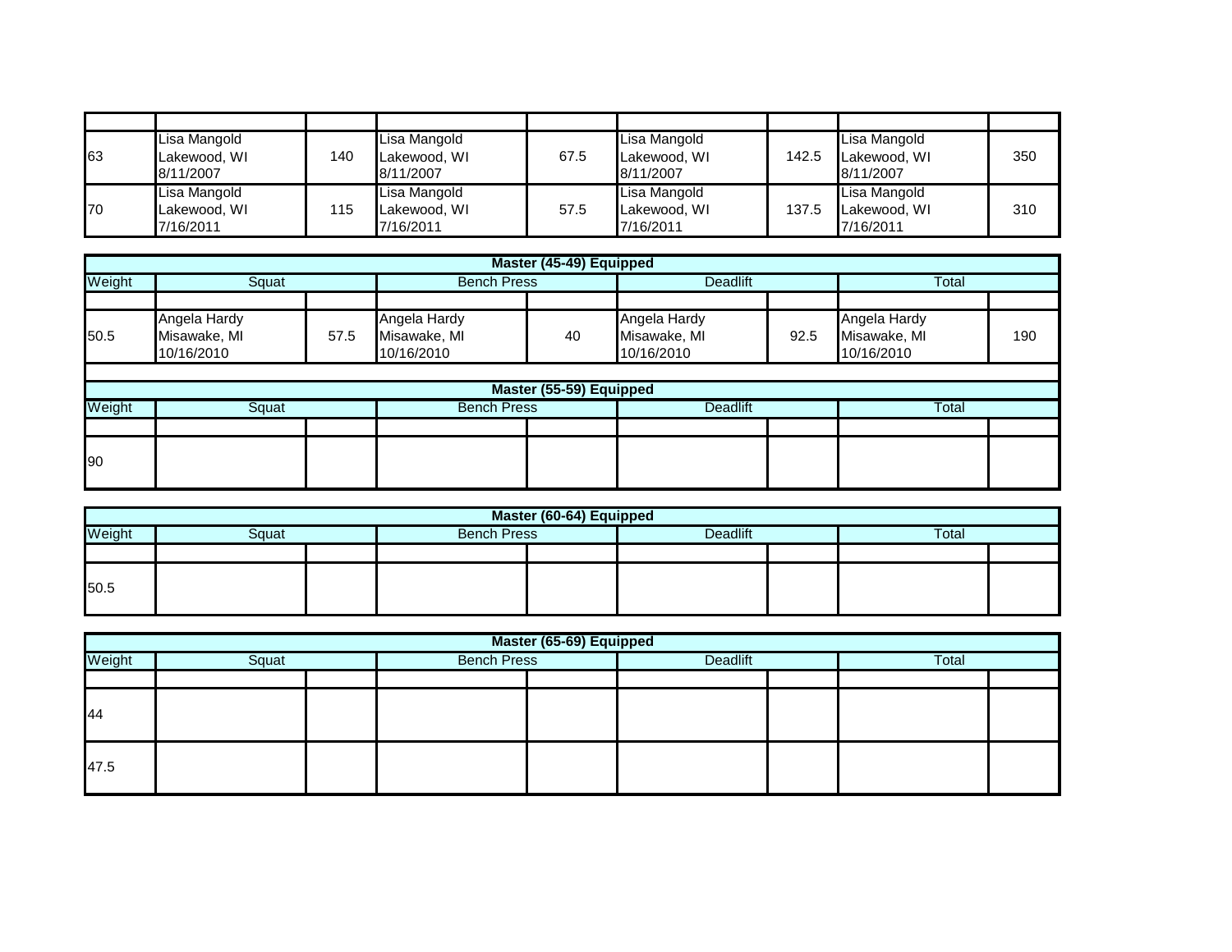| | | | | | | | | |
|---|---|---|---|---|---|---|---|---|
| 63 | Lisa Mangold Lakewood, WI 8/11/2007 | 140 | Lisa Mangold Lakewood, WI 8/11/2007 | 67.5 | Lisa Mangold Lakewood, WI 8/11/2007 | 142.5 | Lisa Mangold Lakewood, WI 8/11/2007 | 350 |
| 70 | Lisa Mangold Lakewood, WI 7/16/2011 | 115 | Lisa Mangold Lakewood, WI 7/16/2011 | 57.5 | Lisa Mangold Lakewood, WI 7/16/2011 | 137.5 | Lisa Mangold Lakewood, WI 7/16/2011 | 310 |

| Master (45-49) Equipped | | | | | | | | |
|---|---|---|---|---|---|---|---|---|
| Weight | Squat | | Bench Press | | Deadlift | | Total | |
| | | | | | | | | |
| 50.5 | Angela Hardy Misawake, MI 10/16/2010 | 57.5 | Angela Hardy Misawake, MI 10/16/2010 | 40 | Angela Hardy Misawake, MI 10/16/2010 | 92.5 | Angela Hardy Misawake, MI 10/16/2010 | 190 |

| Master (55-59) Equipped | | | | | | | | |
|---|---|---|---|---|---|---|---|---|
| Weight | Squat | | Bench Press | | Deadlift | | Total | |
| | | | | | | | | |
| 90 | | | | | | | | |

| Master (60-64) Equipped | | | | | | | | |
|---|---|---|---|---|---|---|---|---|
| Weight | Squat | | Bench Press | | Deadlift | | Total | |
| | | | | | | | | |
| 50.5 | | | | | | | | |

| Master (65-69) Equipped | | | | | | | | |
|---|---|---|---|---|---|---|---|---|
| Weight | Squat | | Bench Press | | Deadlift | | Total | |
| | | | | | | | | |
| 44 | | | | | | | | |
| 47.5 | | | | | | | | |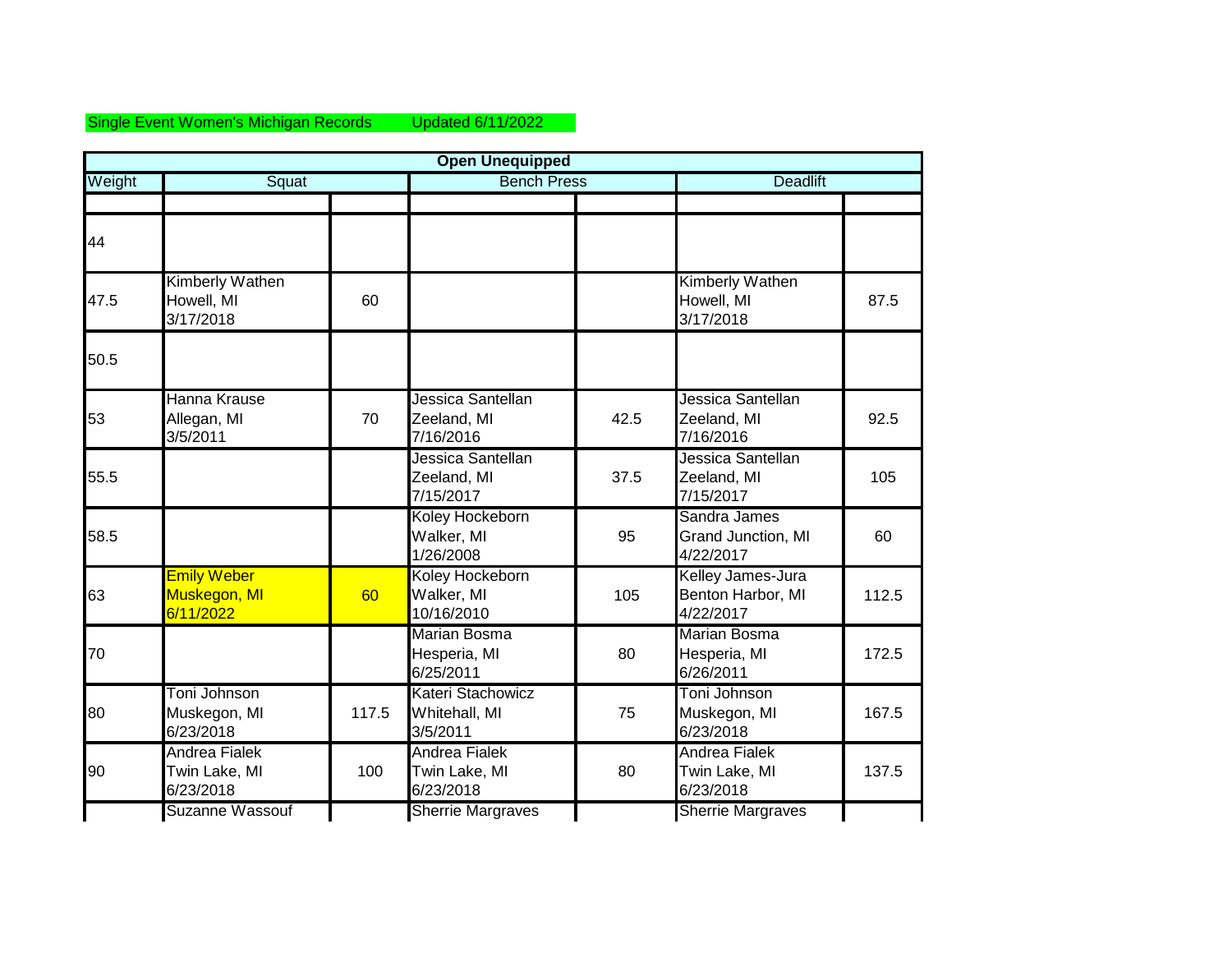Single Event Women's Michigan Records Updated 6/11/2022

| Open Unequipped | | | | | | |
|---|---|---|---|---|---|---|
| Weight | Squat | | Bench Press | | Deadlift | |
| | | | | | | |
| 44 | | | | | | |
| 47.5 | Kimberly Wathen Howell, MI 3/17/2018 | 60 | | | Kimberly Wathen Howell, MI 3/17/2018 | 87.5 |
| 50.5 | | | | | | |
| 53 | Hanna Krause Allegan, MI 3/5/2011 | 70 | Jessica Santellan Zeeland, MI 7/16/2016 | 42.5 | Jessica Santellan Zeeland, MI 7/16/2016 | 92.5 |
| 55.5 | | | Jessica Santellan Zeeland, MI 7/15/2017 | 37.5 | Jessica Santellan Zeeland, MI 7/15/2017 | 105 |
| 58.5 | | | Koley Hockeborn Walker, MI 1/26/2008 | 95 | Sandra James Grand Junction, MI 4/22/2017 | 60 |
| 63 | Emily Weber Muskegon, MI 6/11/2022 | 60 | Koley Hockeborn Walker, MI 10/16/2010 | 105 | Kelley James-Jura Benton Harbor, MI 4/22/2017 | 112.5 |
| 70 | | | Marian Bosma Hesperia, MI 6/25/2011 | 80 | Marian Bosma Hesperia, MI 6/26/2011 | 172.5 |
| 80 | Toni Johnson Muskegon, MI 6/23/2018 | 117.5 | Kateri Stachowicz Whitehall, MI 3/5/2011 | 75 | Toni Johnson Muskegon, MI 6/23/2018 | 167.5 |
| 90 | Andrea Fialek Twin Lake, MI 6/23/2018 | 100 | Andrea Fialek Twin Lake, MI 6/23/2018 | 80 | Andrea Fialek Twin Lake, MI 6/23/2018 | 137.5 |
| | Suzanne Wassouf | | Sherrie Margraves | | Sherrie Margraves | |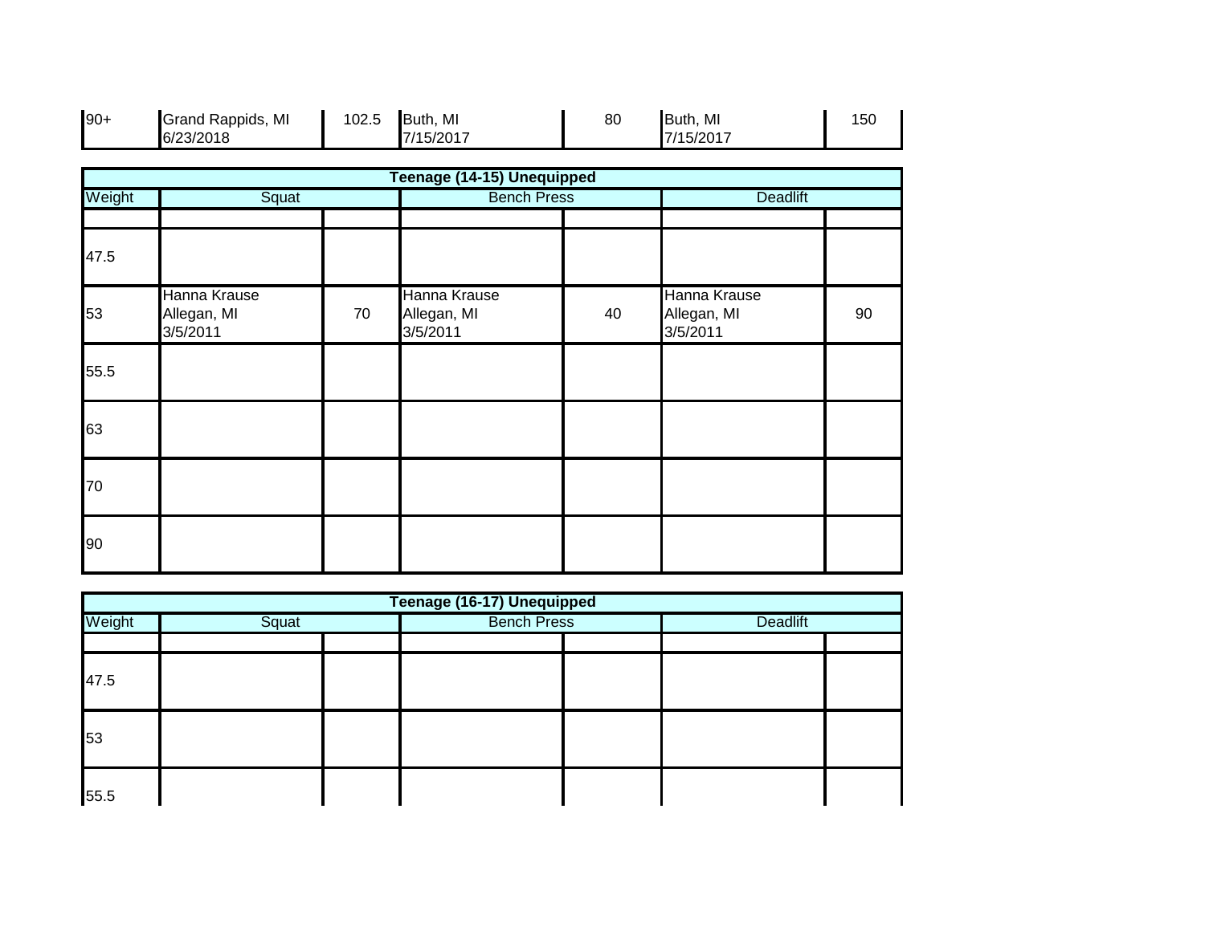| 90+ | Grand Rappids, MI<br>6/23/2018 | 102.5 | Buth, MI<br>7/15/2017 | 80 | Buth, MI<br>7/15/2017 | 150 |
|---|---|---|---|---|---|---|

| Teenage (14-15) Unequipped | | | | | | |
|---|---|---|---|---|---|---|
| Weight | Squat | | Bench Press | | Deadlift | |
| | | | | | | |
| 47.5 | | | | | | |
| 53 | Hanna Krause<br>Allegan, MI<br>3/5/2011 | 70 | Hanna Krause<br>Allegan, MI<br>3/5/2011 | 40 | Hanna Krause<br>Allegan, MI<br>3/5/2011 | 90 |
| 55.5 | | | | | | |
| 63 | | | | | | |
| 70 | | | | | | |
| 90 | | | | | | |

| Teenage (16-17) Unequipped | | | | | | |
|---|---|---|---|---|---|---|
| Weight | Squat | | Bench Press | | Deadlift | |
| | | | | | | |
| 47.5 | | | | | | |
| 53 | | | | | | |
| 55.5 | | | | | | |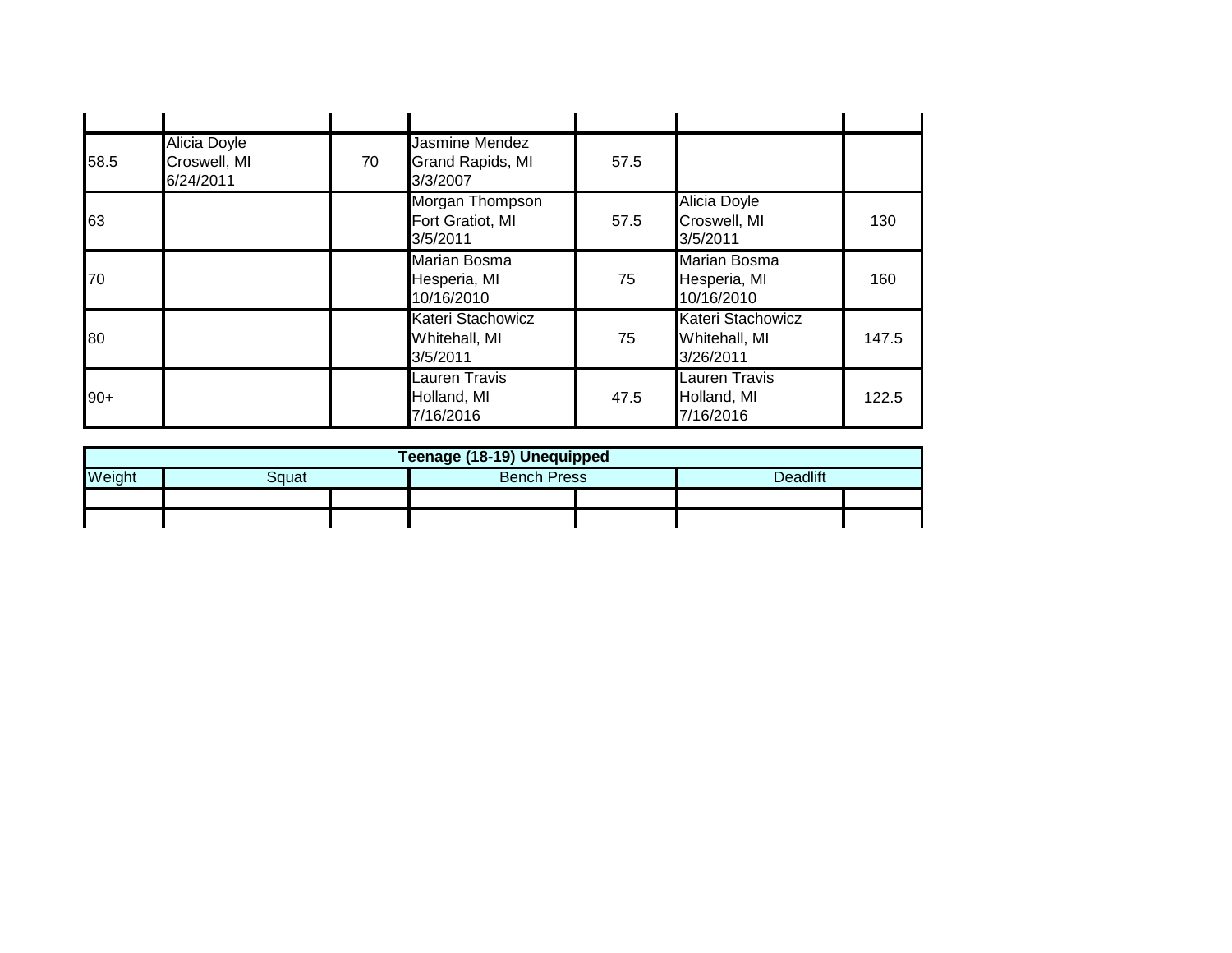| | | | | | | |
|---|---|---|---|---|---|---|
| | | | | | | |
| 58.5 | Alicia Doyle<br>Croswell, MI<br>6/24/2011 | 70 | Jasmine Mendez<br>Grand Rapids, MI<br>3/3/2007 | 57.5 | | |
| 63 | | | Morgan Thompson<br>Fort Gratiot, MI<br>3/5/2011 | 57.5 | Alicia Doyle<br>Croswell, MI<br>3/5/2011 | 130 |
| 70 | | | Marian Bosma<br>Hesperia, MI<br>10/16/2010 | 75 | Marian Bosma<br>Hesperia, MI<br>10/16/2010 | 160 |
| 80 | | | Kateri Stachowicz<br>Whitehall, MI<br>3/5/2011 | 75 | Kateri Stachowicz<br>Whitehall, MI<br>3/26/2011 | 147.5 |
| 90+ | | | Lauren Travis<br>Holland, MI<br>7/16/2016 | 47.5 | Lauren Travis<br>Holland, MI<br>7/16/2016 | 122.5 |

| Teenage (18-19) Unequipped | | | | | | |
|---|---|---|---|---|---|---|
| Weight | Squat | | Bench Press | | Deadlift | |
| | | | | | | |
| | | | | | | |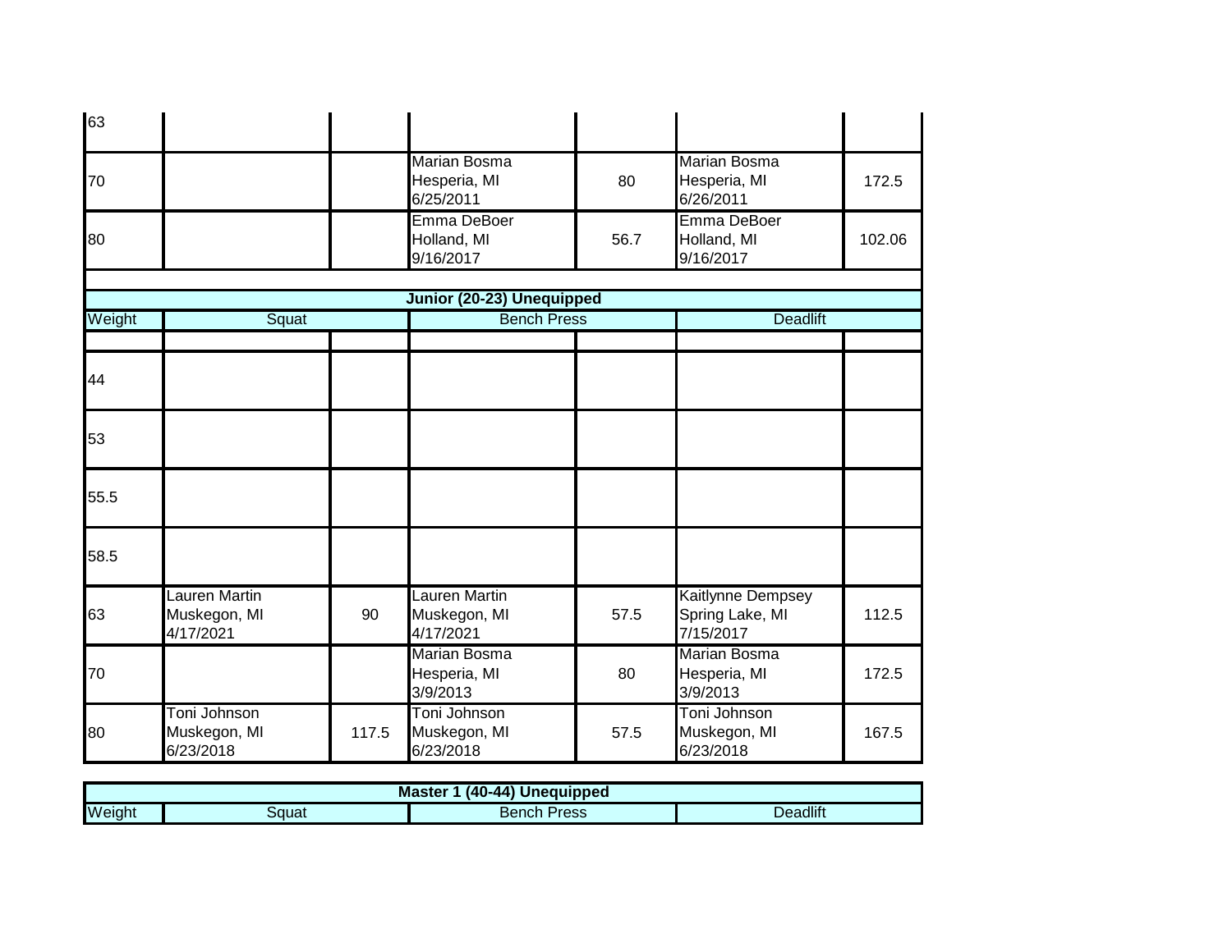| 63 | | | | | | |
|---|---|---|---|---|---|---|
| 70 | | | Marian Bosma Hesperia, MI 6/25/2011 | 80 | Marian Bosma Hesperia, MI 6/26/2011 | 172.5 |
| 80 | | | Emma DeBoer Holland, MI 9/16/2017 | 56.7 | Emma DeBoer Holland, MI 9/16/2017 | 102.06 |

| **Junior (20-23) Unequipped** | | | | | | |
|---|---|---|---|---|---|---|
| Weight | Squat | | Bench Press | | Deadlift | |
| | | | | | | |
| 44 | | | | | | |
| 53 | | | | | | |
| 55.5 | | | | | | |
| 58.5 | | | | | | |
| 63 | Lauren Martin Muskegon, MI 4/17/2021 | 90 | Lauren Martin Muskegon, MI 4/17/2021 | 57.5 | Kaitlynne Dempsey Spring Lake, MI 7/15/2017 | 112.5 |
| 70 | | | Marian Bosma Hesperia, MI 3/9/2013 | 80 | Marian Bosma Hesperia, MI 3/9/2013 | 172.5 |
| 80 | Toni Johnson Muskegon, MI 6/23/2018 | 117.5 | Toni Johnson Muskegon, MI 6/23/2018 | 57.5 | Toni Johnson Muskegon, MI 6/23/2018 | 167.5 |

| **Master 1 (40-44) Unequipped** | | | | | | |
|---|---|---|---|---|---|---|
| Weight | Squat | | Bench Press | | Deadlift | |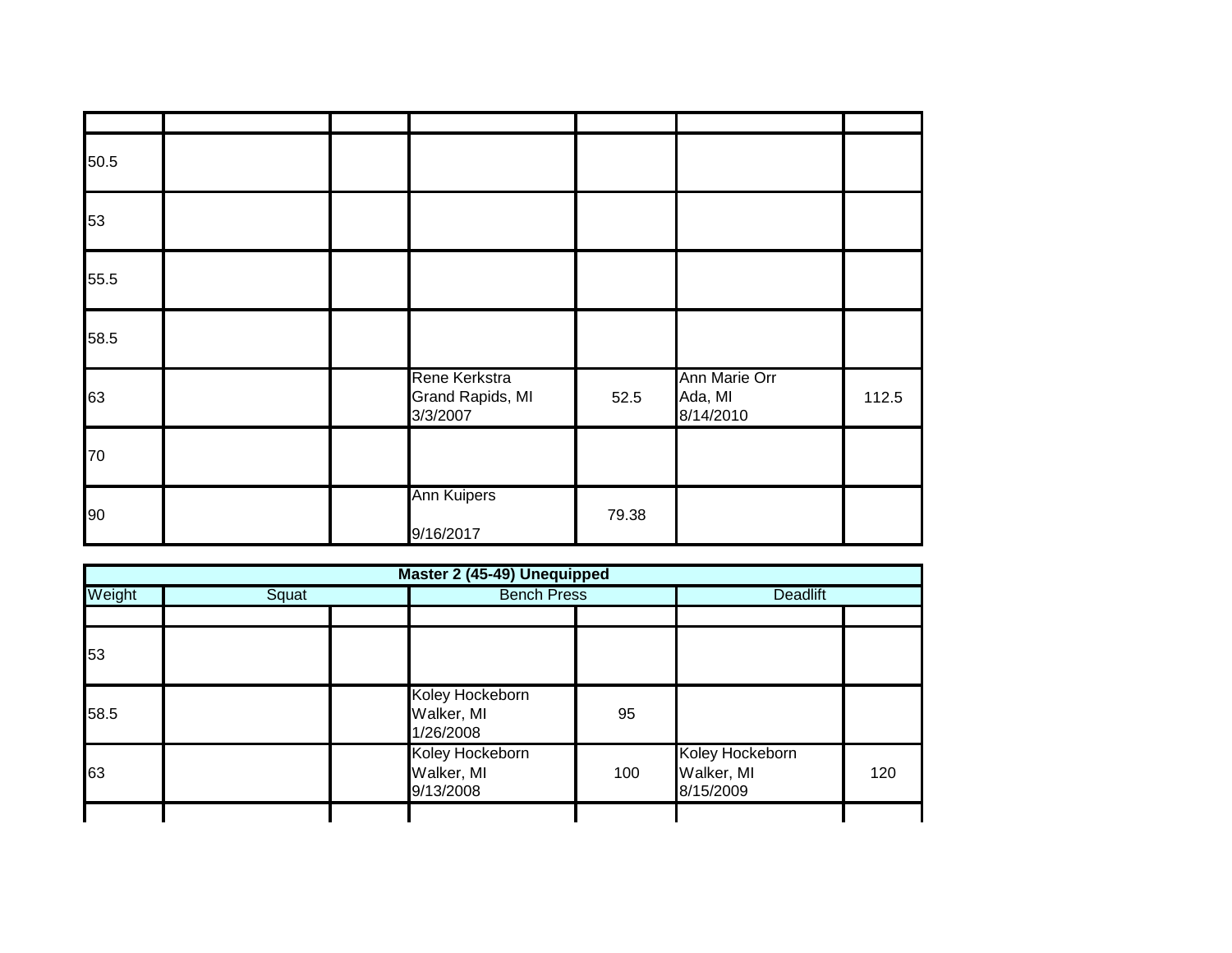| | | | | | | |
|---|---|---|---|---|---|---|
| 50.5 | | | | | | |
| 53 | | | | | | |
| 55.5 | | | | | | |
| 58.5 | | | | | | |
| 63 | | | Rene Kerkstra<br>Grand Rapids, MI<br>3/3/2007 | 52.5 | Ann Marie Orr<br>Ada, MI<br>8/14/2010 | 112.5 |
| 70 | | | | | | |
| 90 | | | Ann Kuipers<br><br>9/16/2017 | 79.38 | | |

| Master 2 (45-49) Unequipped | | | | | | |
|---|---|---|---|---|---|---|
| Weight | Squat | | Bench Press | | Deadlift | |
| | | | | | | |
| 53 | | | | | | |
| 58.5 | | | Koley Hockeborn<br>Walker, MI<br>1/26/2008 | 95 | | |
| 63 | | | Koley Hockeborn<br>Walker, MI<br>9/13/2008 | 100 | Koley Hockeborn<br>Walker, MI<br>8/15/2009 | 120 |
| | | | | | | |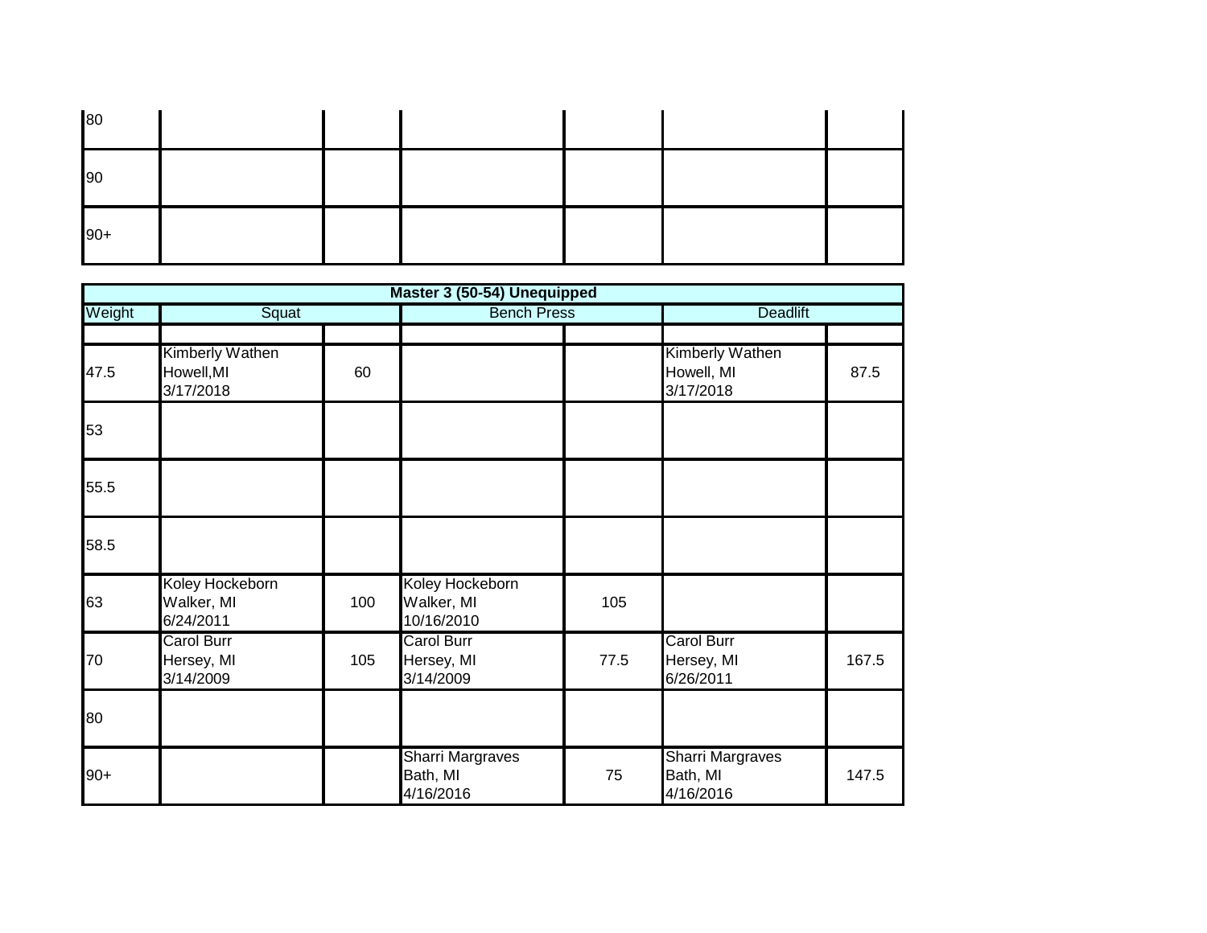| | | | | | | |
|---|---|---|---|---|---|---|
| 80 | | | | | | |
| 90 | | | | | | |
| 90+ | | | | | | |

| Master 3 (50-54) Unequipped | | | | | | |
|---|---|---|---|---|---|---|
| Weight | Squat | | Bench Press | | Deadlift | |
| | | | | | | |
| 47.5 | Kimberly Wathen<br>Howell,MI<br>3/17/2018 | 60 | | | Kimberly Wathen<br>Howell, MI<br>3/17/2018 | 87.5 |
| 53 | | | | | | |
| 55.5 | | | | | | |
| 58.5 | | | | | | |
| 63 | Koley Hockeborn<br>Walker, MI<br>6/24/2011 | 100 | Koley Hockeborn<br>Walker, MI<br>10/16/2010 | 105 | | |
| 70 | Carol Burr<br>Hersey, MI<br>3/14/2009 | 105 | Carol Burr<br>Hersey, MI<br>3/14/2009 | 77.5 | Carol Burr<br>Hersey, MI<br>6/26/2011 | 167.5 |
| 80 | | | | | | |
| 90+ | | | Sharri Margraves<br>Bath, MI<br>4/16/2016 | 75 | Sharri Margraves<br>Bath, MI<br>4/16/2016 | 147.5 |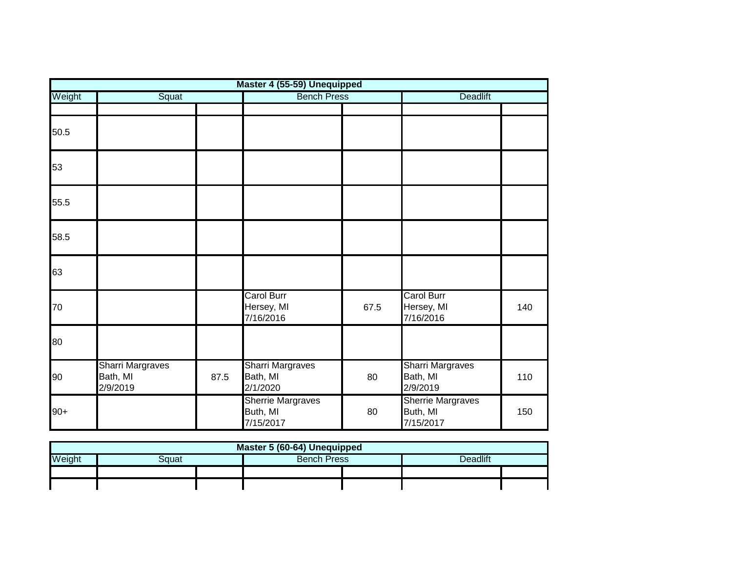| Master 4 (55-59) Unequipped | | | | | | |
|---|---|---|---|---|---|---|
| Weight | Squat | | Bench Press | | Deadlift | |
| | | | | | | |
| 50.5 | | | | | | |
| 53 | | | | | | |
| 55.5 | | | | | | |
| 58.5 | | | | | | |
| 63 | | | | | | |
| 70 | | | Carol Burr Hersey, MI 7/16/2016 | 67.5 | Carol Burr Hersey, MI 7/16/2016 | 140 |
| 80 | | | | | | |
| 90 | Sharri Margraves Bath, MI 2/9/2019 | 87.5 | Sharri Margraves Bath, MI 2/1/2020 | 80 | Sharri Margraves Bath, MI 2/9/2019 | 110 |
| 90+ | | | Sherrie Margraves Buth, MI 7/15/2017 | 80 | Sherrie Margraves Buth, MI 7/15/2017 | 150 |

| Master 5 (60-64) Unequipped | | | | | | |
|---|---|---|---|---|---|---|
| Weight | Squat | | Bench Press | | Deadlift | |
| | | | | | | |
| | | | | | | |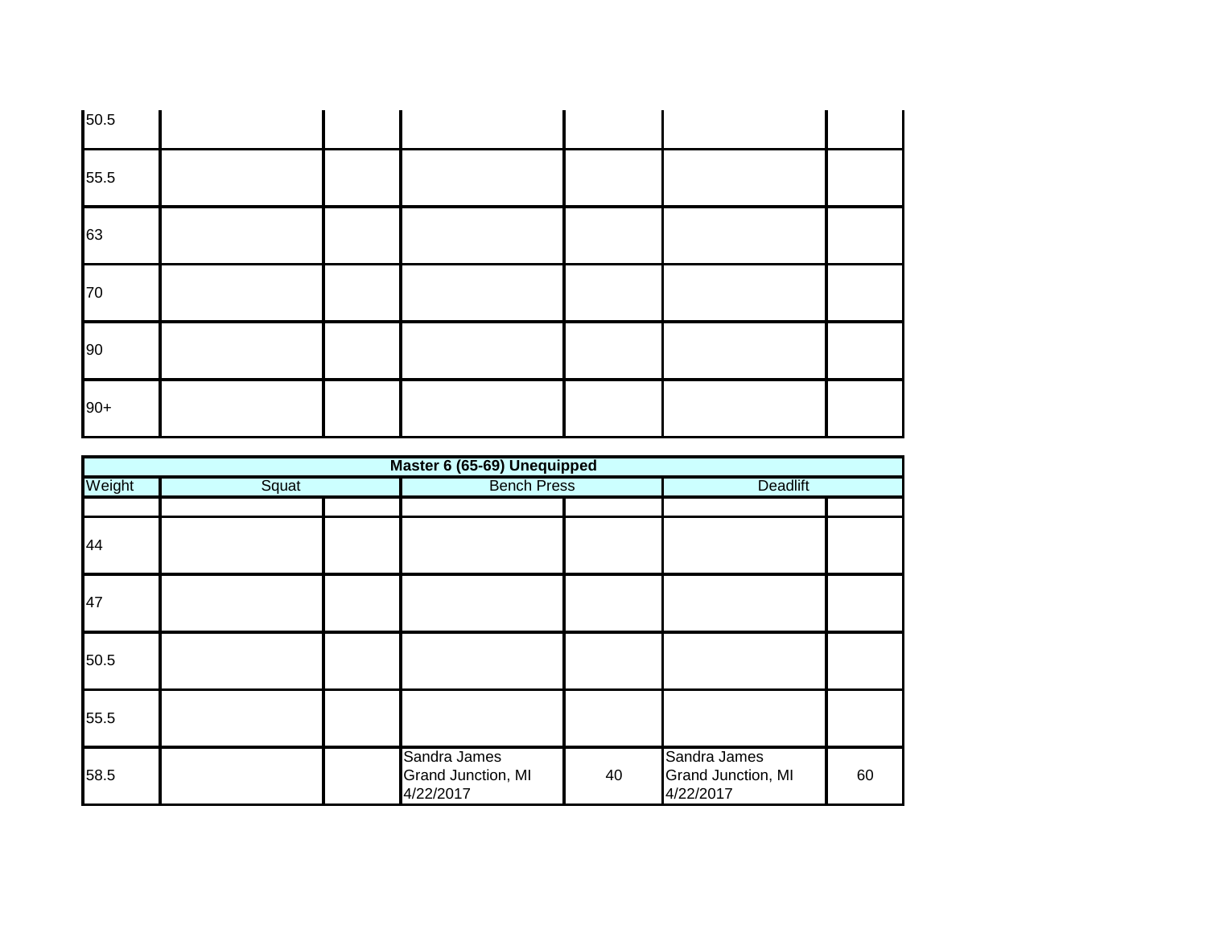| | | | | | | |
|---|---|---|---|---|---|---|
| 50.5 | | | | | | |
| 55.5 | | | | | | |
| 63 | | | | | | |
| 70 | | | | | | |
| 90 | | | | | | |
| 90+ | | | | | | |

| **Master 6 (65-69) Unequipped** | | | | | | |
|---|---|---|---|---|---|---|
| Weight | Squat | | Bench Press | | Deadlift | |
| | | | | | | |
| 44 | | | | | | |
| 47 | | | | | | |
| 50.5 | | | | | | |
| 55.5 | | | | | | |
| 58.5 | | | Sandra James Grand Junction, MI 4/22/2017 | 40 | Sandra James Grand Junction, MI 4/22/2017 | 60 |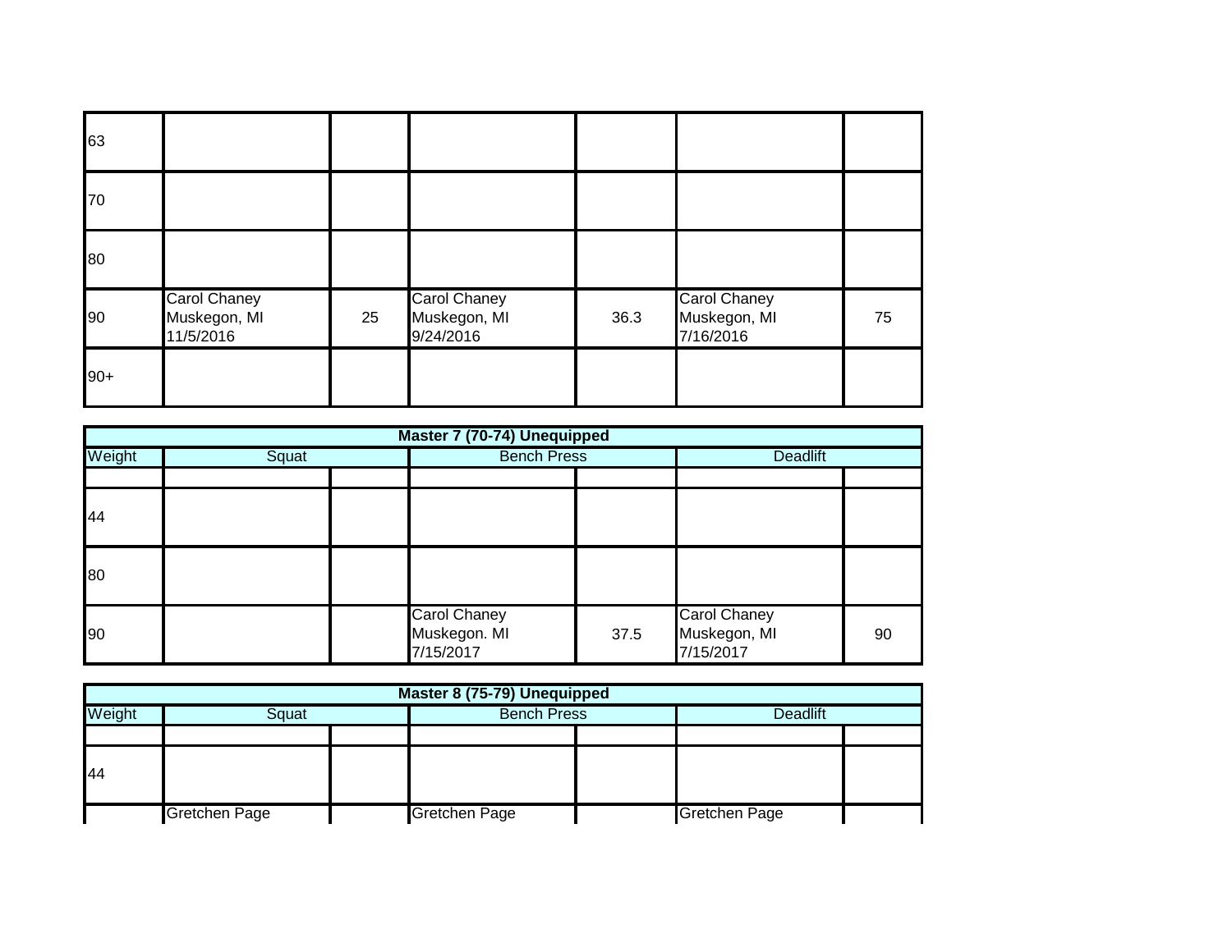| | | | | | | |
|---|---|---|---|---|---|---|
| 63 | | | | | | |
| 70 | | | | | | |
| 80 | | | | | | |
| 90 | Carol Chaney Muskegon, MI 11/5/2016 | 25 | Carol Chaney Muskegon, MI 9/24/2016 | 36.3 | Carol Chaney Muskegon, MI 7/16/2016 | 75 |
| 90+ | | | | | | |

| Master 7 (70-74) Unequipped | | | | | | |
|---|---|---|---|---|---|---|
| Weight | Squat | | Bench Press | | Deadlift | |
| | | | | | | |
| 44 | | | | | | |
| 80 | | | | | | |
| 90 | | | Carol Chaney Muskegon. MI 7/15/2017 | 37.5 | Carol Chaney Muskegon, MI 7/15/2017 | 90 |

| Master 8 (75-79) Unequipped | | | | | | |
|---|---|---|---|---|---|---|
| Weight | Squat | | Bench Press | | Deadlift | |
| | | | | | | |
| 44 | | | | | | |
| | Gretchen Page | | Gretchen Page | | Gretchen Page | |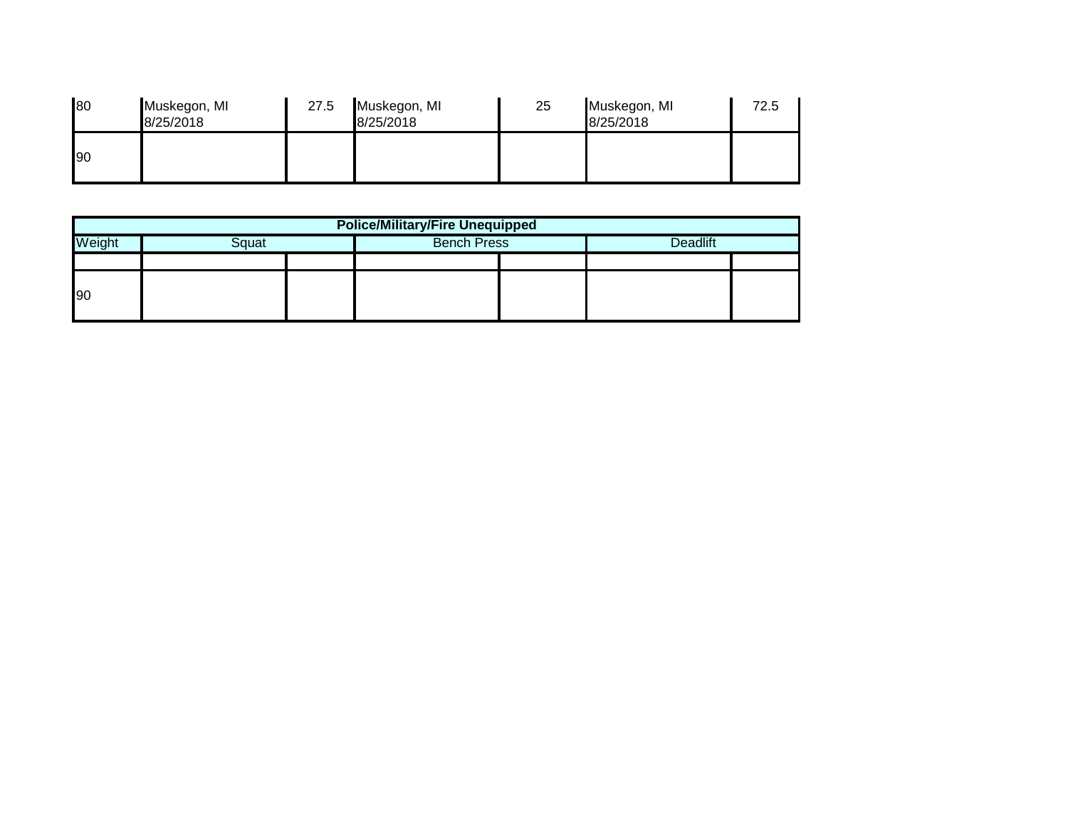| | | | | | | |
|---|---|---|---|---|---|---|
| 80 | Muskegon, MI 8/25/2018 | 27.5 | Muskegon, MI 8/25/2018 | 25 | Muskegon, MI 8/25/2018 | 72.5 |
| 90 | | | | | | |

| Police/Military/Fire Unequipped | | | | | | |
|---|---|---|---|---|---|---|
| Weight | Squat | | Bench Press | | Deadlift | |
| | | | | | | |
| 90 | | | | | | |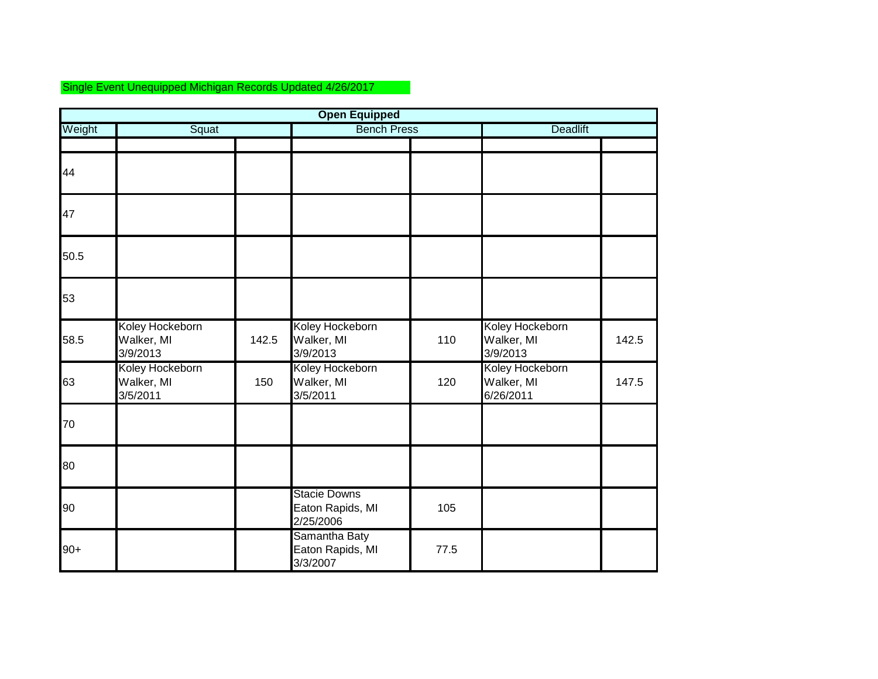Single Event Unequipped Michigan Records Updated 4/26/2017

| Open Equipped | | | | | | |
|---|---|---|---|---|---|---|
| Weight | Squat | | Bench Press | | Deadlift | |
| | | | | | | |
| 44 | | | | | | |
| 47 | | | | | | |
| 50.5 | | | | | | |
| 53 | | | | | | |
| 58.5 | Koley Hockeborn Walker, MI 3/9/2013 | 142.5 | Koley Hockeborn Walker, MI 3/9/2013 | 110 | Koley Hockeborn Walker, MI 3/9/2013 | 142.5 |
| 63 | Koley Hockeborn Walker, MI 3/5/2011 | 150 | Koley Hockeborn Walker, MI 3/5/2011 | 120 | Koley Hockeborn Walker, MI 6/26/2011 | 147.5 |
| 70 | | | | | | |
| 80 | | | | | | |
| 90 | | | Stacie Downs Eaton Rapids, MI 2/25/2006 | 105 | | |
| 90+ | | | Samantha Baty Eaton Rapids, MI 3/3/2007 | 77.5 | | |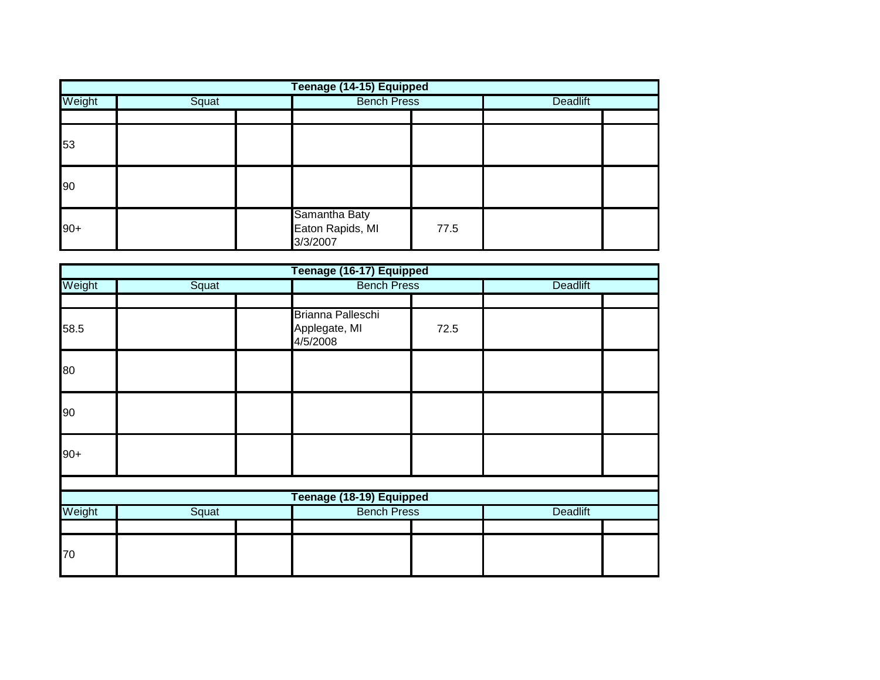| Teenage (14-15) Equipped | | | | | | |
|---|---|---|---|---|---|---|
| Weight | Squat | | Bench Press | | Deadlift | |
| | | | | | | |
| 53 | | | | | | |
| 90 | | | | | | |
| 90+ | | | Samantha Baty Eaton Rapids, MI 3/3/2007 | 77.5 | | |

| Teenage (16-17) Equipped | | | | | | |
|---|---|---|---|---|---|---|
| Weight | Squat | | Bench Press | | Deadlift | |
| | | | | | | |
| 58.5 | | | Brianna Palleschi Applegate, MI 4/5/2008 | 72.5 | | |
| 80 | | | | | | |
| 90 | | | | | | |
| 90+ | | | | | | |

| Teenage (18-19) Equipped | | | | | | |
|---|---|---|---|---|---|---|
| Weight | Squat | | Bench Press | | Deadlift | |
| | | | | | | |
| 70 | | | | | | |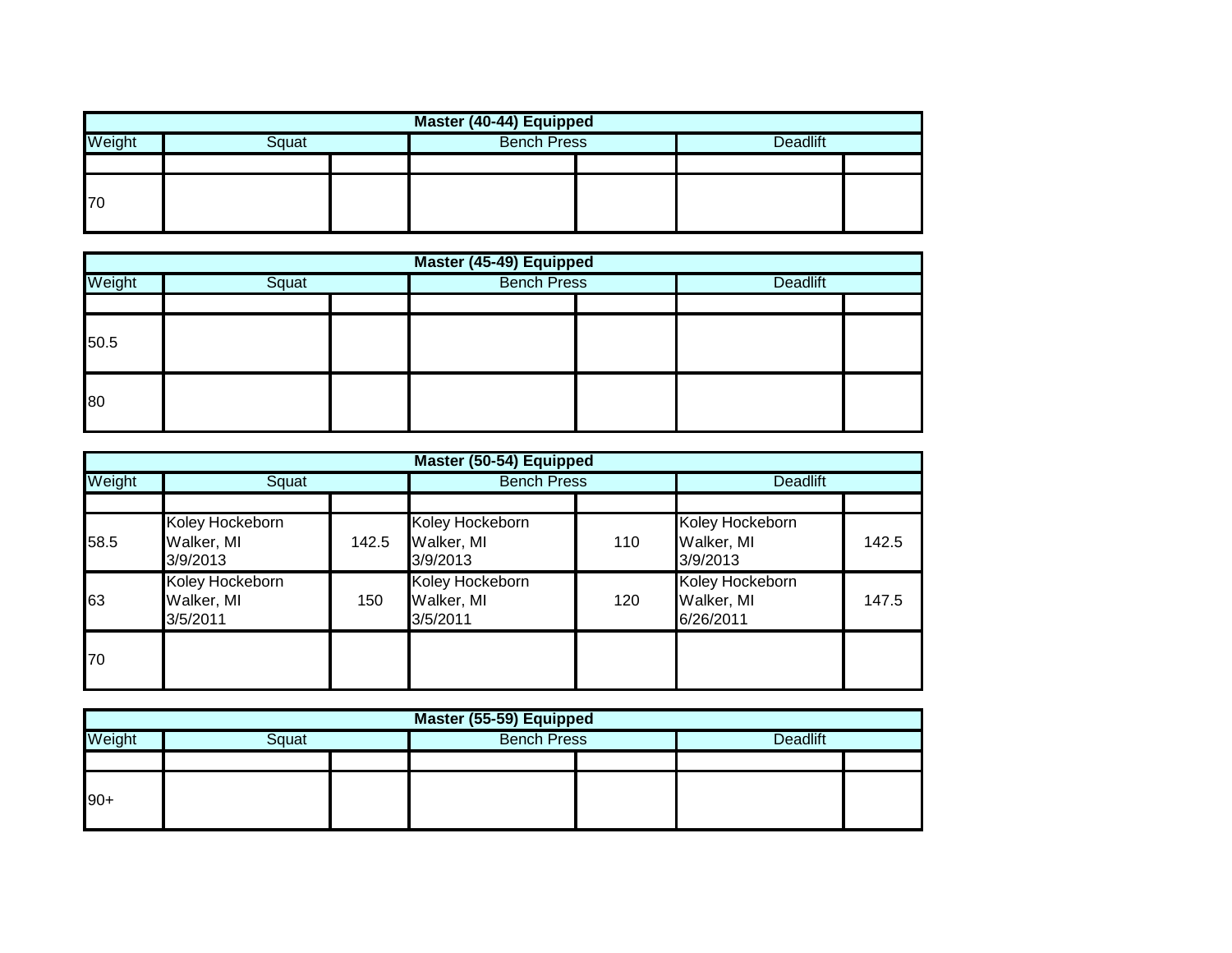| Master (40-44) Equipped | | | | | | |
|---|---|---|---|---|---|---|
| Weight | Squat | | Bench Press | | Deadlift | |
| | | | | | | |
| 70 | | | | | | |

| Master (45-49) Equipped | | | | | | |
|---|---|---|---|---|---|---|
| Weight | Squat | | Bench Press | | Deadlift | |
| | | | | | | |
| 50.5 | | | | | | |
| 80 | | | | | | |

| Master (50-54) Equipped | | | | | | |
|---|---|---|---|---|---|---|
| Weight | Squat | | Bench Press | | Deadlift | |
| | | | | | | |
| 58.5 | Koley Hockeborn<br>Walker, MI<br>3/9/2013 | 142.5 | Koley Hockeborn<br>Walker, MI<br>3/9/2013 | 110 | Koley Hockeborn<br>Walker, MI<br>3/9/2013 | 142.5 |
| 63 | Koley Hockeborn<br>Walker, MI<br>3/5/2011 | 150 | Koley Hockeborn<br>Walker, MI<br>3/5/2011 | 120 | Koley Hockeborn<br>Walker, MI<br>6/26/2011 | 147.5 |
| 70 | | | | | | |

| Master (55-59) Equipped | | | | | | |
|---|---|---|---|---|---|---|
| Weight | Squat | | Bench Press | | Deadlift | |
| | | | | | | |
| 90+ | | | | | | |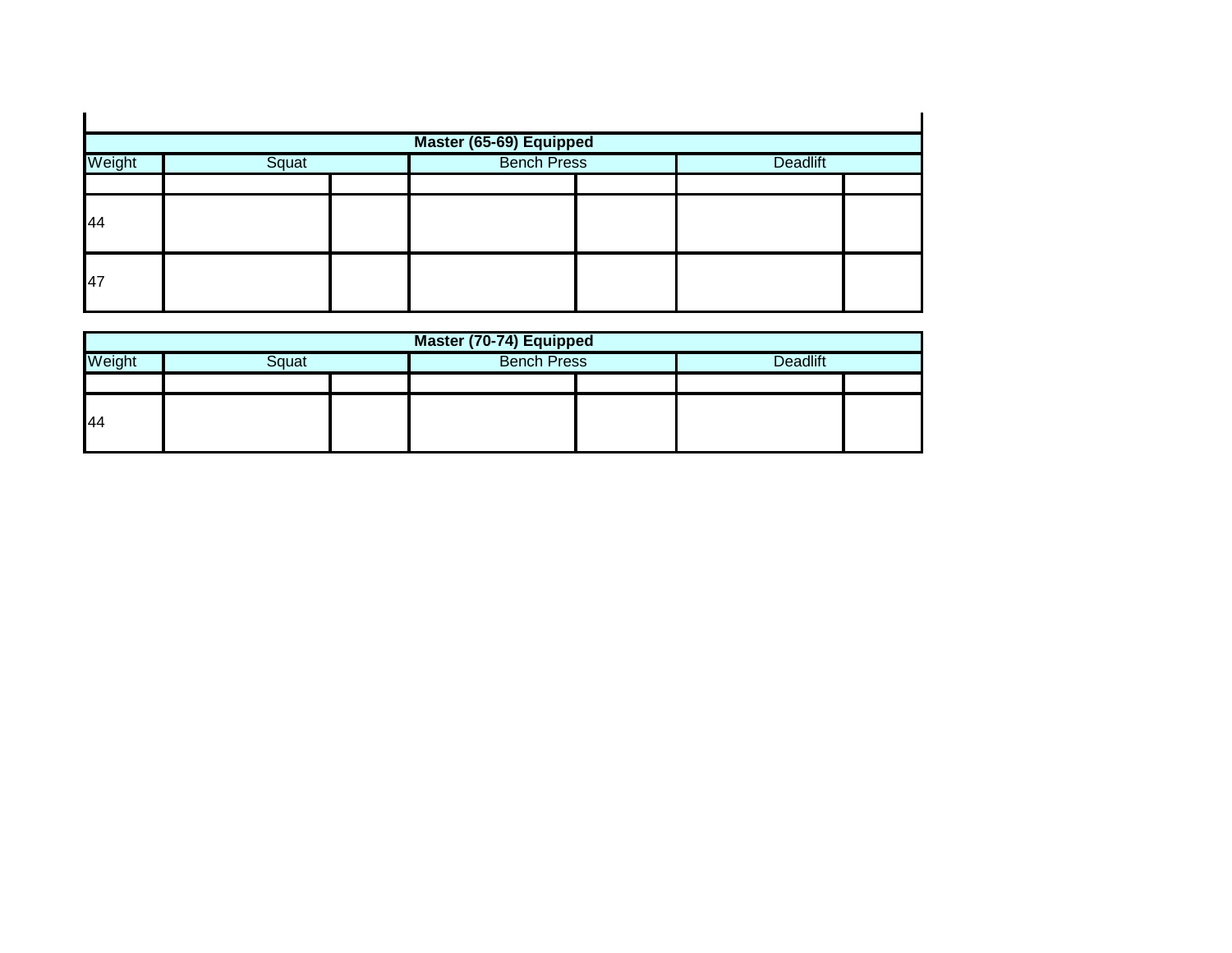| Master (65-69) Equipped | | | | | | |
|---|---|---|---|---|---|---|
| Weight | Squat | | Bench Press | | Deadlift | |
| | | | | | | |
| 44 | | | | | | |
| 47 | | | | | | |

| Master (70-74) Equipped | | | | | | |
|---|---|---|---|---|---|---|
| Weight | Squat | | Bench Press | | Deadlift | |
| | | | | | | |
| 44 | | | | | | |